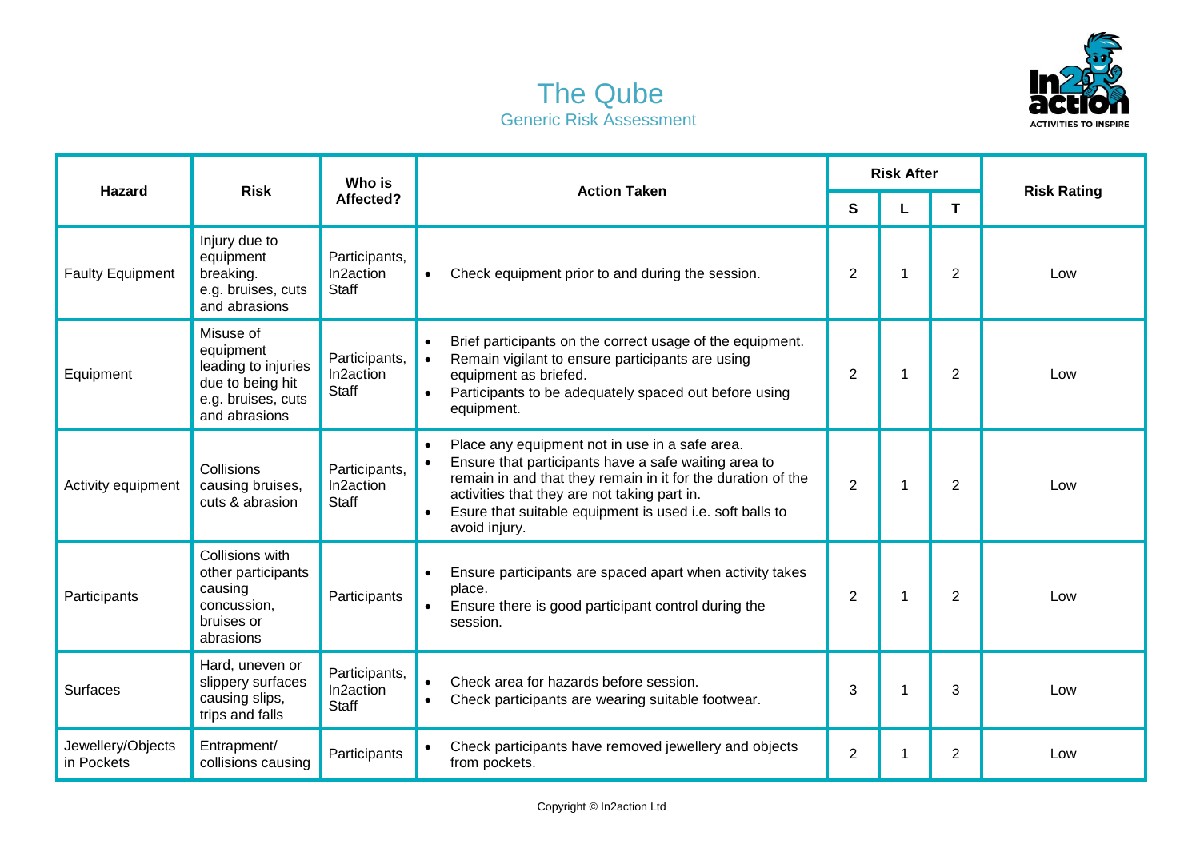# The Qube

## Generic Risk Assessment

| Hazard | Risk | Who is Affected? | Action Taken | Risk After | | | Risk Rating |
|---|---|---|---|---|---|---|---|
| | | | | S | L | T | |
| Faulty Equipment | Injury due to equipment breaking. e.g. bruises, cuts and abrasions | Participants, In2action Staff | • Check equipment prior to and during the session. | 2 | 1 | 2 | Low |
| Equipment | Misuse of equipment leading to injuries due to being hit e.g. bruises, cuts and abrasions | Participants, In2action Staff | • Brief participants on the correct usage of the equipment.<br>• Remain vigilant to ensure participants are using equipment as briefed.<br>• Participants to be adequately spaced out before using equipment. | 2 | 1 | 2 | Low |
| Activity equipment | Collisions causing bruises, cuts & abrasion | Participants, In2action Staff | • Place any equipment not in use in a safe area.<br>• Ensure that participants have a safe waiting area to remain in and that they remain in it for the duration of the activities that they are not taking part in.<br>• Esure that suitable equipment is used i.e. soft balls to avoid injury. | 2 | 1 | 2 | Low |
| Participants | Collisions with other participants causing concussion, bruises or abrasions | Participants | • Ensure participants are spaced apart when activity takes place.<br>• Ensure there is good participant control during the session. | 2 | 1 | 2 | Low |
| Surfaces | Hard, uneven or slippery surfaces causing slips, trips and falls | Participants, In2action Staff | • Check area for hazards before session.<br>• Check participants are wearing suitable footwear. | 3 | 1 | 3 | Low |
| Jewellery/Objects in Pockets | Entrapment/ collisions causing | Participants | • Check participants have removed jewellery and objects from pockets. | 2 | 1 | 2 | Low |

Copyright © In2action Ltd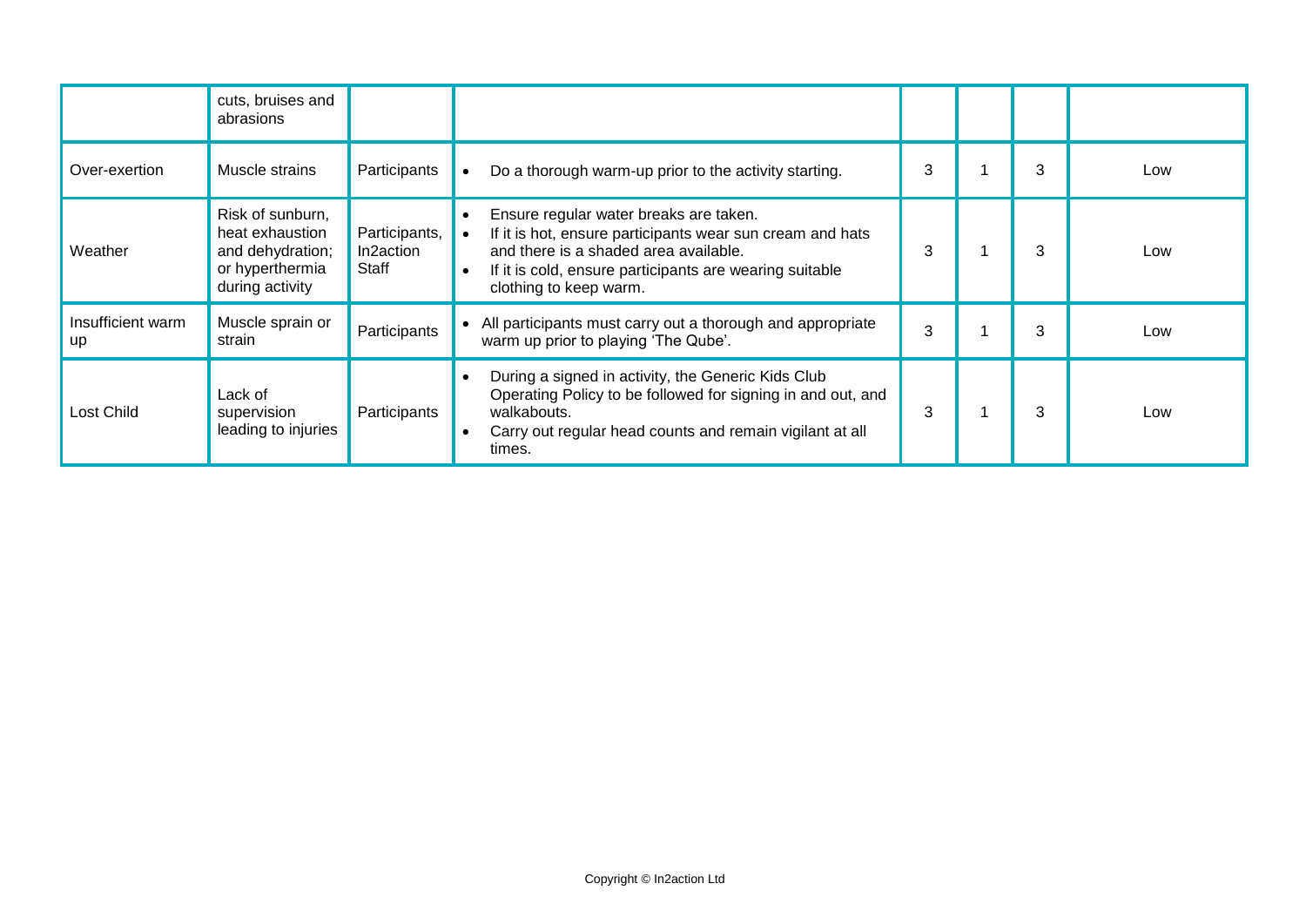| | | | | | | | |
|---|---|---|---|---|---|---|---|
| | cuts, bruises and abrasions | | | | | | |
| Over-exertion | Muscle strains | Participants | • Do a thorough warm-up prior to the activity starting. | 3 | 1 | 3 | Low |
| Weather | Risk of sunburn, heat exhaustion and dehydration; or hyperthermia during activity | Participants, In2action Staff | • Ensure regular water breaks are taken.<br>• If it is hot, ensure participants wear sun cream and hats and there is a shaded area available.<br>• If it is cold, ensure participants are wearing suitable clothing to keep warm. | 3 | 1 | 3 | Low |
| Insufficient warm up | Muscle sprain or strain | Participants | • All participants must carry out a thorough and appropriate warm up prior to playing 'The Qube'. | 3 | 1 | 3 | Low |
| Lost Child | Lack of supervision leading to injuries | Participants | • During a signed in activity, the Generic Kids Club Operating Policy to be followed for signing in and out, and walkabouts.<br>• Carry out regular head counts and remain vigilant at all times. | 3 | 1 | 3 | Low |

Copyright © In2action Ltd